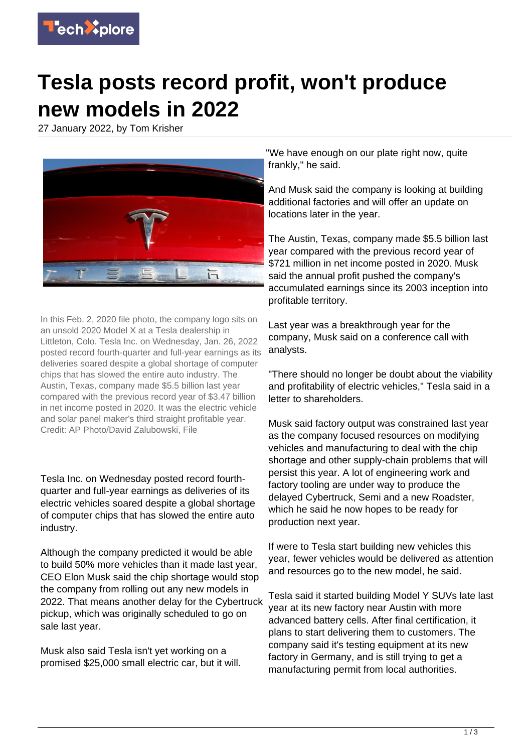# Tesla posts record profit, won't produce new models in 2022

27 January 2022, by Tom Krisher

In this Feb. 2, 2020 file photo, the company logo sits on an unsold 2020 Model X at a Tesla dealership in Littleton, Colo. Tesla Inc. on Wednesday, Jan. 26, 2022 posted record fourth-quarter and full-year earnings as its deliveries soared despite a global shortage of computer chips that has slowed the entire auto industry. The Austin, Texas, company made $5.5 billion last year compared with the previous record year of $3.47 billion in net income posted in 2020. It was the electric vehicle and solar panel maker's third straight profitable year. Credit: AP Photo/David Zalubowski, File

Tesla Inc. on Wednesday posted record fourth-quarter and full-year earnings as deliveries of its electric vehicles soared despite a global shortage of computer chips that has slowed the entire auto industry.

Although the company predicted it would be able to build 50% more vehicles than it made last year, CEO Elon Musk said the chip shortage would stop the company from rolling out any new models in 2022. That means another delay for the Cybertruck pickup, which was originally scheduled to go on sale last year.

Musk also said Tesla isn't yet working on a promised $25,000 small electric car, but it will.

"We have enough on our plate right now, quite frankly," he said.

And Musk said the company is looking at building additional factories and will offer an update on locations later in the year.

The Austin, Texas, company made $5.5 billion last year compared with the previous record year of $721 million in net income posted in 2020. Musk said the annual profit pushed the company's accumulated earnings since its 2003 inception into profitable territory.

Last year was a breakthrough year for the company, Musk said on a conference call with analysts.

"There should no longer be doubt about the viability and profitability of electric vehicles," Tesla said in a letter to shareholders.

Musk said factory output was constrained last year as the company focused resources on modifying vehicles and manufacturing to deal with the chip shortage and other supply-chain problems that will persist this year. A lot of engineering work and factory tooling are under way to produce the delayed Cybertruck, Semi and a new Roadster, which he said he now hopes to be ready for production next year.

If were to Tesla start building new vehicles this year, fewer vehicles would be delivered as attention and resources go to the new model, he said.

Tesla said it started building Model Y SUVs late last year at its new factory near Austin with more advanced battery cells. After final certification, it plans to start delivering them to customers. The company said it's testing equipment at its new factory in Germany, and is still trying to get a manufacturing permit from local authorities.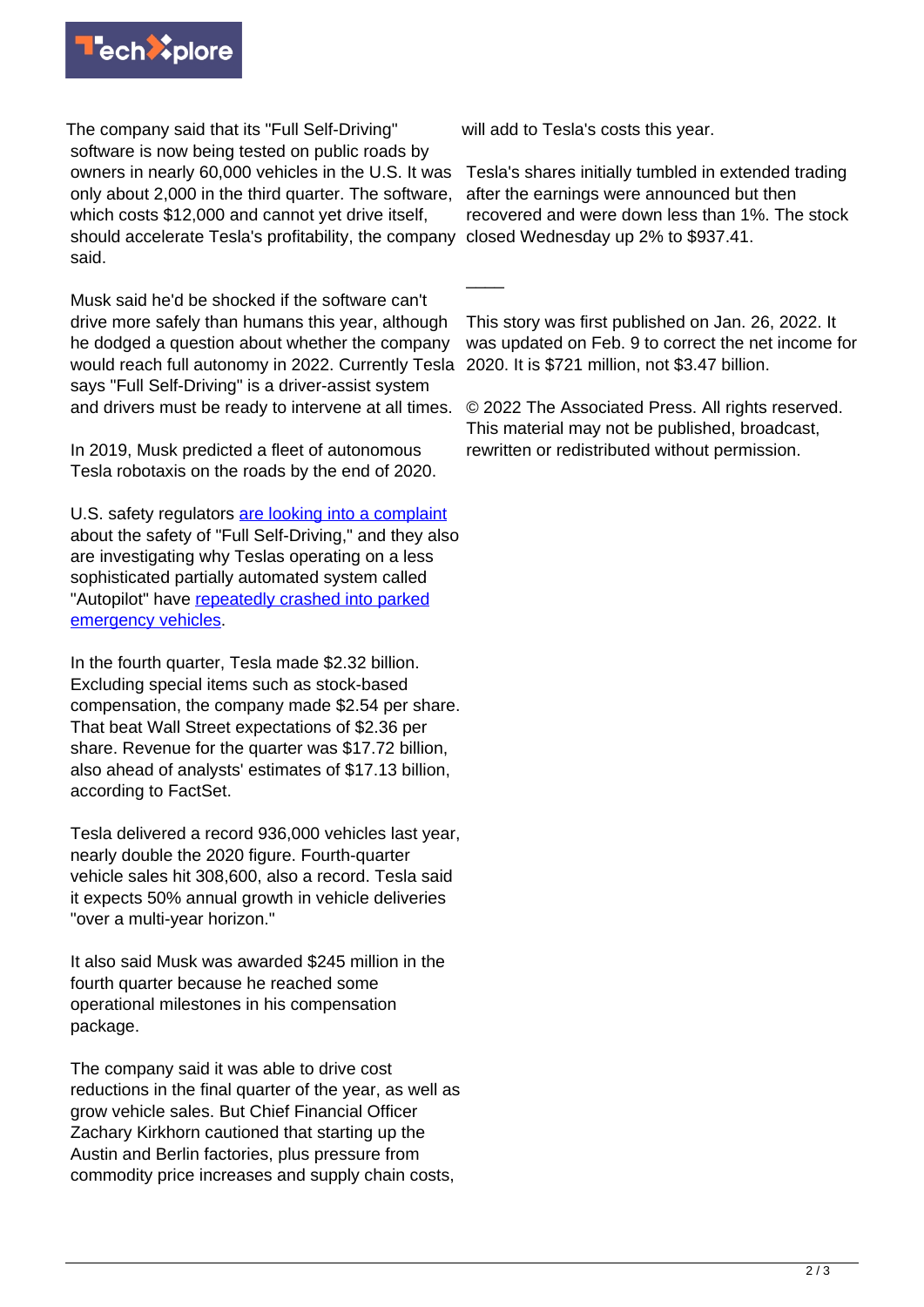The company said that its "Full Self-Driving" software is now being tested on public roads by owners in nearly 60,000 vehicles in the U.S. It was only about 2,000 in the third quarter. The software, which costs $12,000 and cannot yet drive itself, should accelerate Tesla's profitability, the company said.

Musk said he'd be shocked if the software can't drive more safely than humans this year, although he dodged a question about whether the company would reach full autonomy in 2022. Currently Tesla says "Full Self-Driving" is a driver-assist system and drivers must be ready to intervene at all times.

In 2019, Musk predicted a fleet of autonomous Tesla robotaxis on the roads by the end of 2020.

U.S. safety regulators are looking into a complaint about the safety of "Full Self-Driving," and they also are investigating why Teslas operating on a less sophisticated partially automated system called "Autopilot" have repeatedly crashed into parked emergency vehicles.

In the fourth quarter, Tesla made $2.32 billion. Excluding special items such as stock-based compensation, the company made $2.54 per share. That beat Wall Street expectations of $2.36 per share. Revenue for the quarter was $17.72 billion, also ahead of analysts' estimates of $17.13 billion, according to FactSet.

Tesla delivered a record 936,000 vehicles last year, nearly double the 2020 figure. Fourth-quarter vehicle sales hit 308,600, also a record. Tesla said it expects 50% annual growth in vehicle deliveries "over a multi-year horizon."

It also said Musk was awarded $245 million in the fourth quarter because he reached some operational milestones in his compensation package.

The company said it was able to drive cost reductions in the final quarter of the year, as well as grow vehicle sales. But Chief Financial Officer Zachary Kirkhorn cautioned that starting up the Austin and Berlin factories, plus pressure from commodity price increases and supply chain costs, will add to Tesla's costs this year.

Tesla's shares initially tumbled in extended trading after the earnings were announced but then recovered and were down less than 1%. The stock closed Wednesday up 2% to $937.41.

\_\_\_\_

This story was first published on Jan. 26, 2022. It was updated on Feb. 9 to correct the net income for 2020. It is $721 million, not $3.47 billion.

© 2022 The Associated Press. All rights reserved. This material may not be published, broadcast, rewritten or redistributed without permission.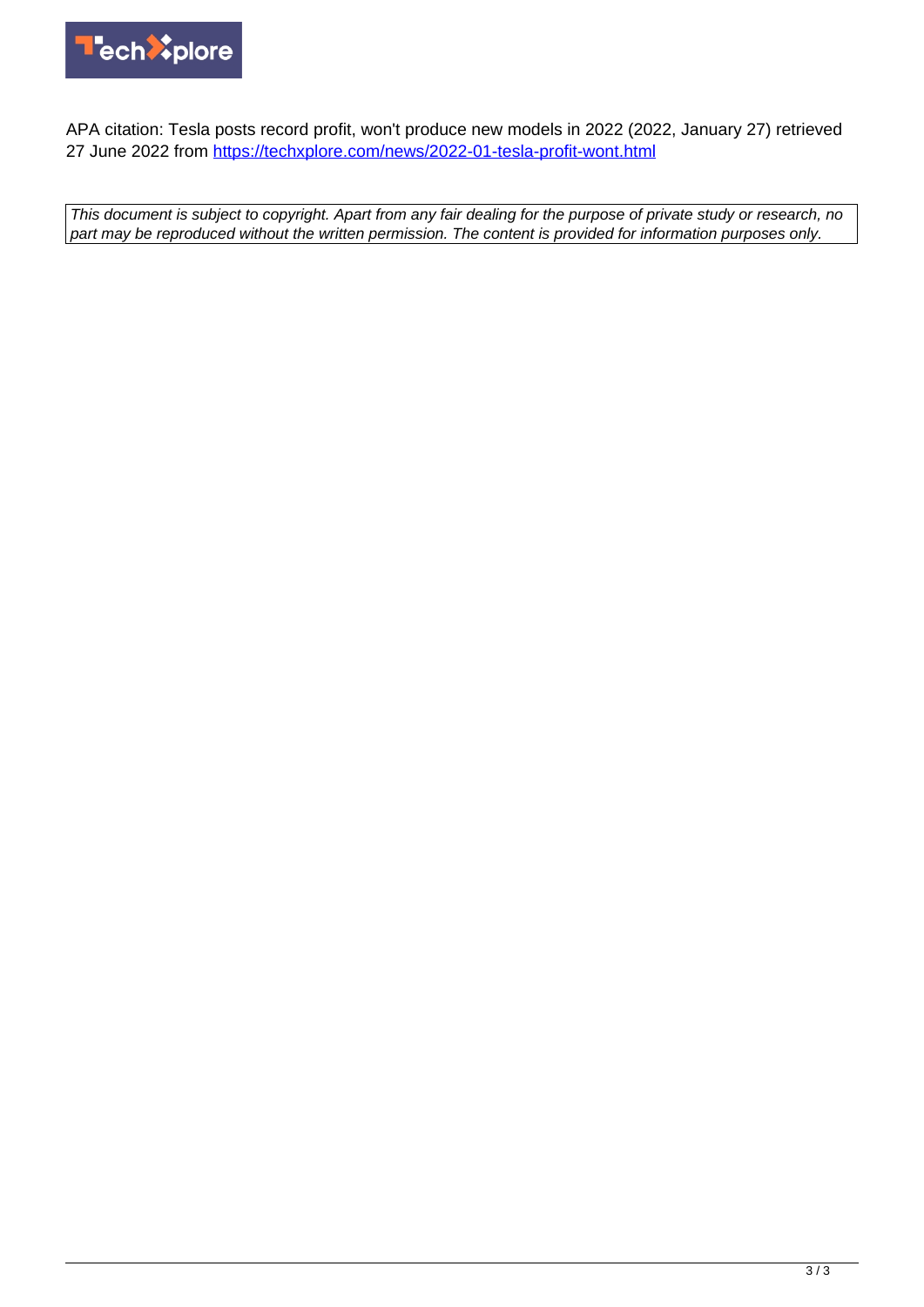APA citation: Tesla posts record profit, won't produce new models in 2022 (2022, January 27) retrieved 27 June 2022 from https://techxplore.com/news/2022-01-tesla-profit-wont.html

*This document is subject to copyright. Apart from any fair dealing for the purpose of private study or research, no part may be reproduced without the written permission. The content is provided for information purposes only.*